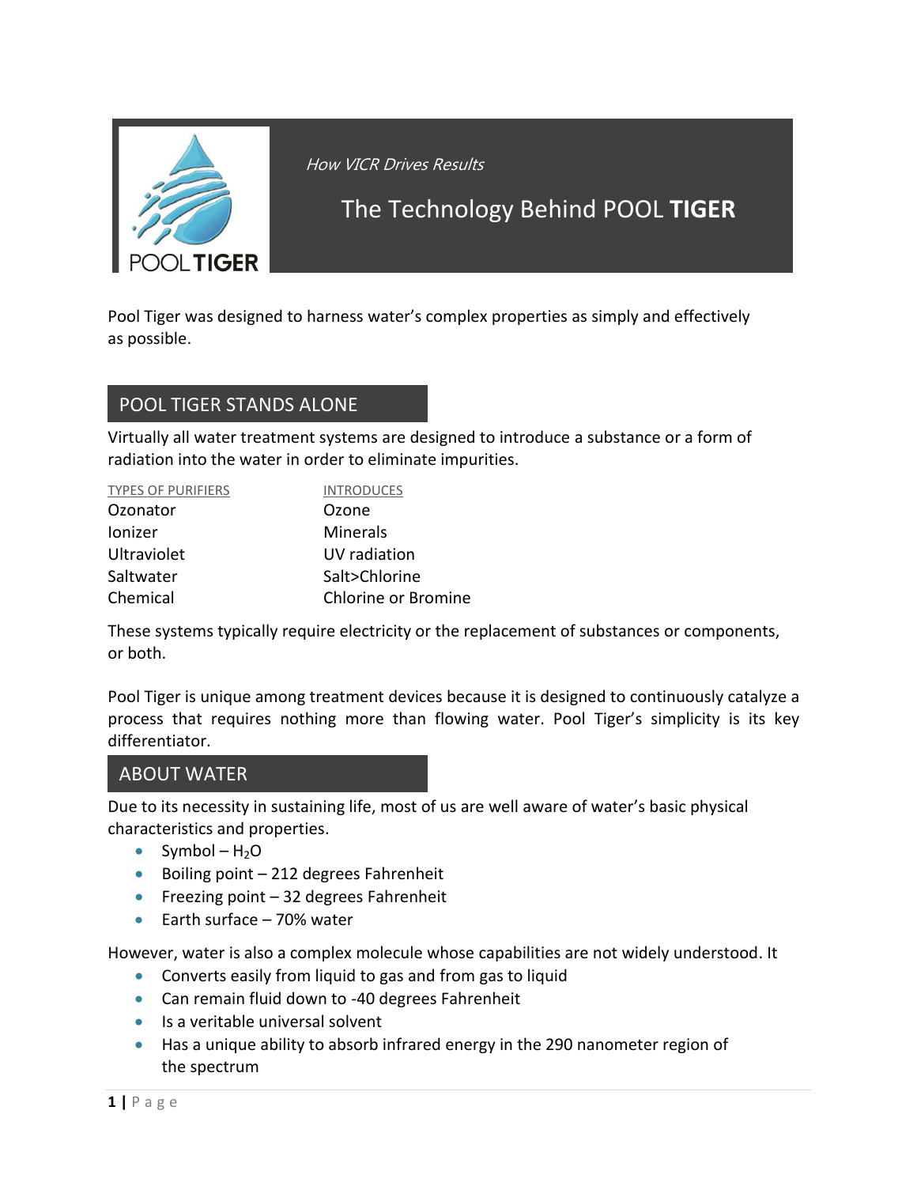*How VICR Drives Results*

# The Technology Behind POOL **TIGER**

Pool Tiger was designed to harness water's complex properties as simply and effectively as possible.

## POOL TIGER STANDS ALONE

Virtually all water treatment systems are designed to introduce a substance or a form of radiation into the water in order to eliminate impurities.

| TYPES OF PURIFIERS | INTRODUCES |
| --- | --- |
| Ozonator | Ozone |
| Ionizer | Minerals |
| Ultraviolet | UV radiation |
| Saltwater | Salt>Chlorine |
| Chemical | Chlorine or Bromine |

These systems typically require electricity or the replacement of substances or components, or both.

Pool Tiger is unique among treatment devices because it is designed to continuously catalyze a process that requires nothing more than flowing water. Pool Tiger's simplicity is its key differentiator.

## ABOUT WATER

Due to its necessity in sustaining life, most of us are well aware of water's basic physical characteristics and properties.

- Symbol – $H_2O$
- Boiling point – 212 degrees Fahrenheit
- Freezing point – 32 degrees Fahrenheit
- Earth surface – 70% water

However, water is also a complex molecule whose capabilities are not widely understood. It

- Converts easily from liquid to gas and from gas to liquid
- Can remain fluid down to -40 degrees Fahrenheit
- Is a veritable universal solvent
- Has a unique ability to absorb infrared energy in the 290 nanometer region of the spectrum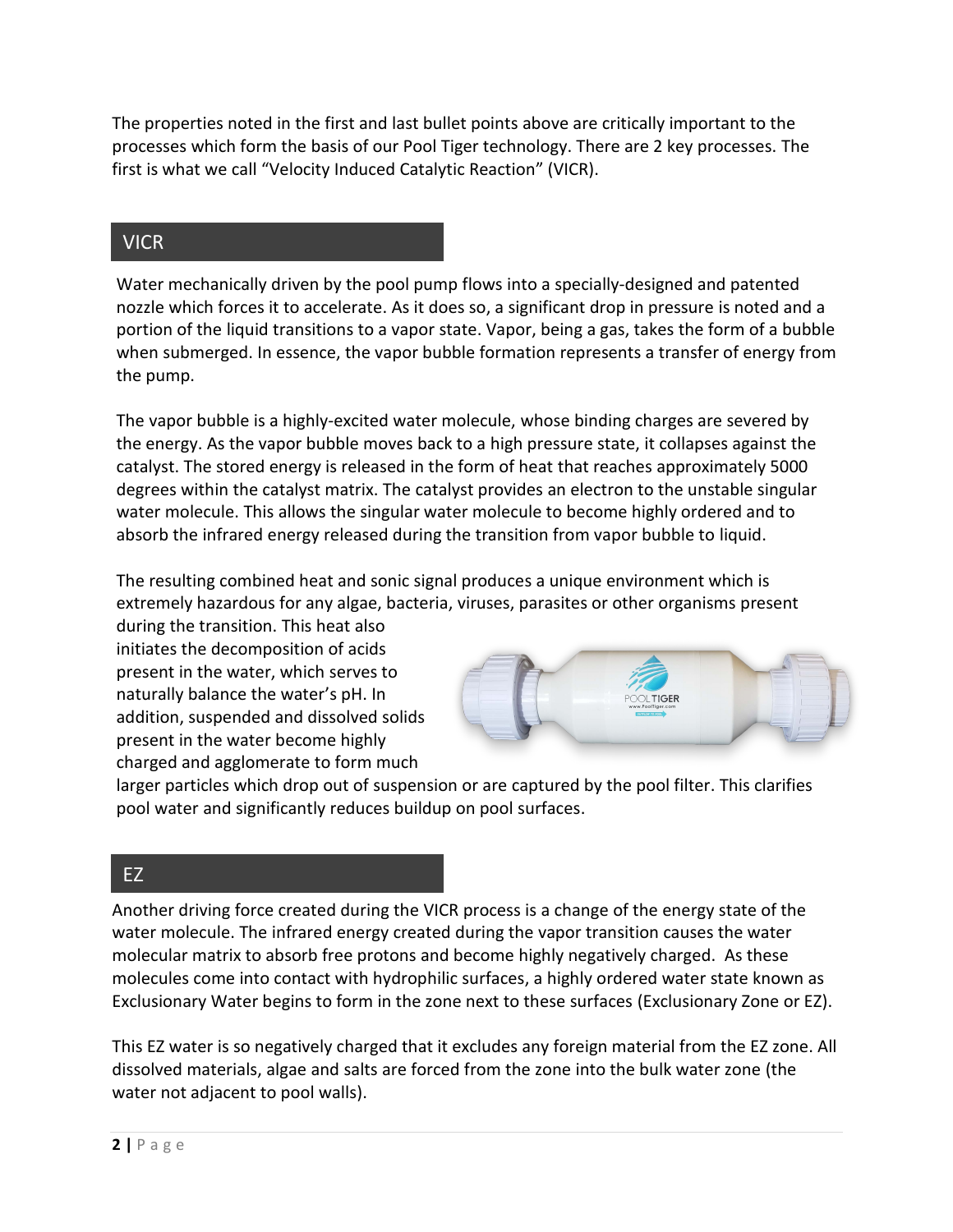The properties noted in the first and last bullet points above are critically important to the processes which form the basis of our Pool Tiger technology. There are 2 key processes. The first is what we call "Velocity Induced Catalytic Reaction" (VICR).

## VICR

Water mechanically driven by the pool pump flows into a specially-designed and patented nozzle which forces it to accelerate. As it does so, a significant drop in pressure is noted and a portion of the liquid transitions to a vapor state. Vapor, being a gas, takes the form of a bubble when submerged. In essence, the vapor bubble formation represents a transfer of energy from the pump.

The vapor bubble is a highly-excited water molecule, whose binding charges are severed by the energy. As the vapor bubble moves back to a high pressure state, it collapses against the catalyst. The stored energy is released in the form of heat that reaches approximately 5000 degrees within the catalyst matrix. The catalyst provides an electron to the unstable singular water molecule. This allows the singular water molecule to become highly ordered and to absorb the infrared energy released during the transition from vapor bubble to liquid.

The resulting combined heat and sonic signal produces a unique environment which is extremely hazardous for any algae, bacteria, viruses, parasites or other organisms present during the transition. This heat also initiates the decomposition of acids present in the water, which serves to naturally balance the water's pH. In addition, suspended and dissolved solids present in the water become highly charged and agglomerate to form much larger particles which drop out of suspension or are captured by the pool filter. This clarifies pool water and significantly reduces buildup on pool surfaces.

## EZ

Another driving force created during the VICR process is a change of the energy state of the water molecule. The infrared energy created during the vapor transition causes the water molecular matrix to absorb free protons and become highly negatively charged. As these molecules come into contact with hydrophilic surfaces, a highly ordered water state known as Exclusionary Water begins to form in the zone next to these surfaces (Exclusionary Zone or EZ).

This EZ water is so negatively charged that it excludes any foreign material from the EZ zone. All dissolved materials, algae and salts are forced from the zone into the bulk water zone (the water not adjacent to pool walls).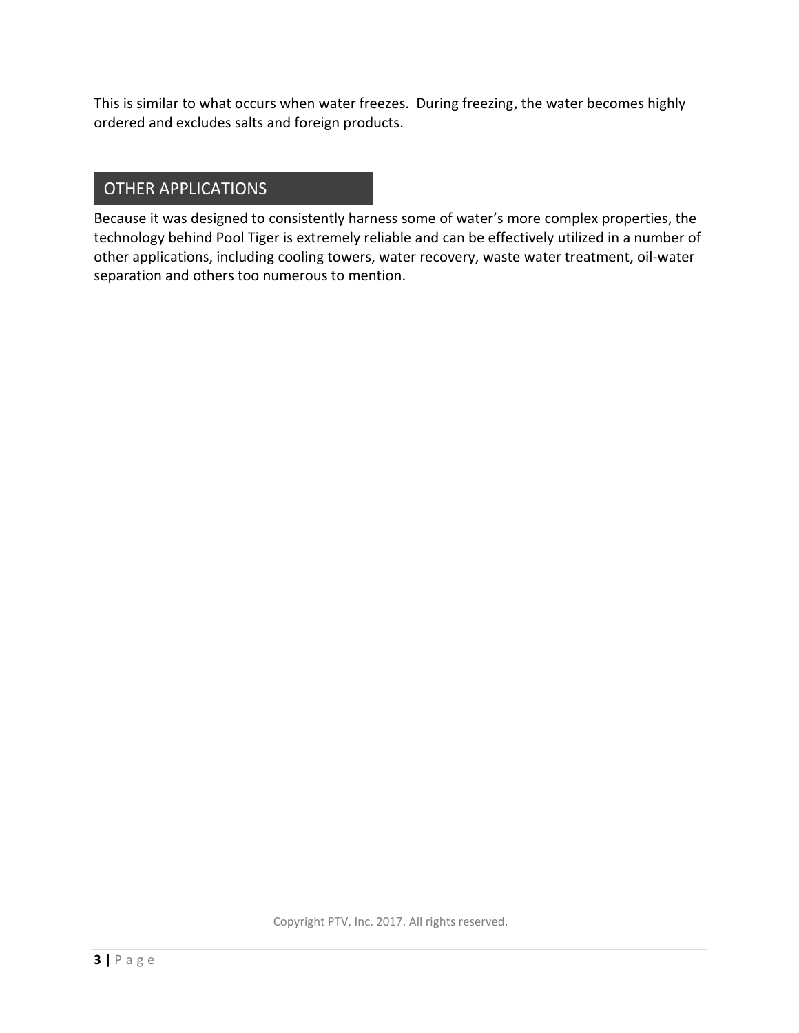This is similar to what occurs when water freezes. During freezing, the water becomes highly ordered and excludes salts and foreign products.

## OTHER APPLICATIONS

Because it was designed to consistently harness some of water's more complex properties, the technology behind Pool Tiger is extremely reliable and can be effectively utilized in a number of other applications, including cooling towers, water recovery, waste water treatment, oil-water separation and others too numerous to mention.

Copyright PTV, Inc. 2017. All rights reserved.